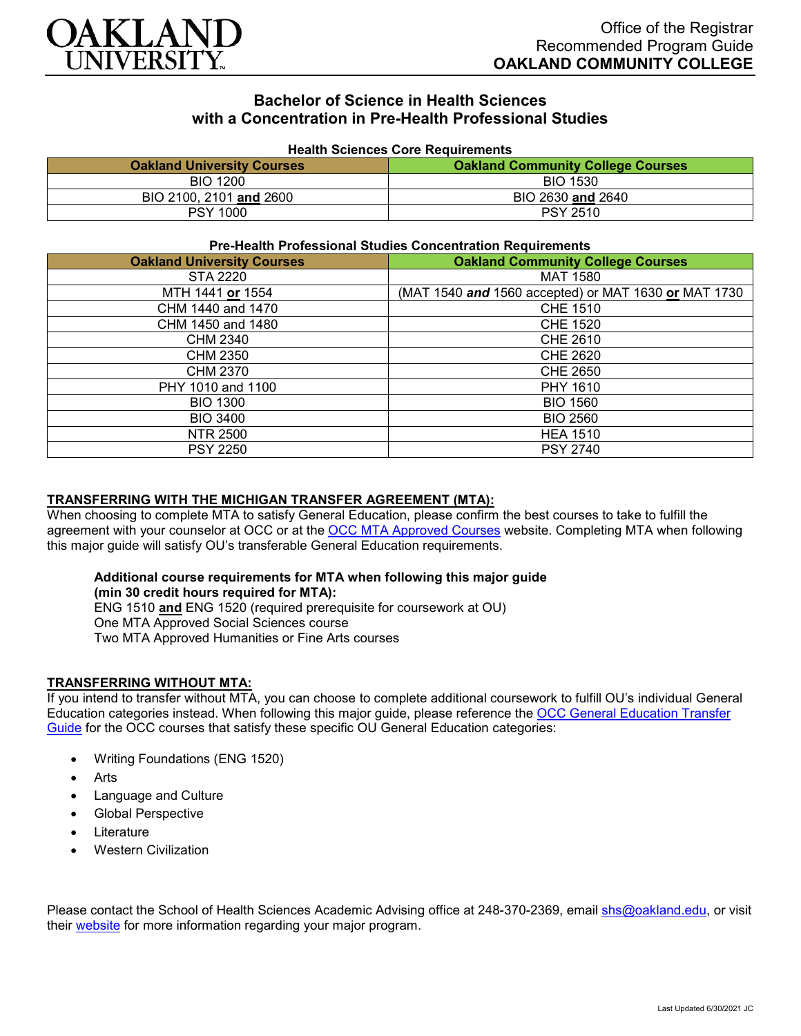OAKLAND UNIVERSITY

Office of the Registrar
Recommended Program Guide
**OAKLAND COMMUNITY COLLEGE**

## Bachelor of Science in Health Sciences with a Concentration in Pre-Health Professional Studies

**Health Sciences Core Requirements**

| Oakland University Courses | Oakland Community College Courses |
|---|---|
| BIO 1200 | BIO 1530 |
| BIO 2100, 2101 **and** 2600 | BIO 2630 **and** 2640 |
| PSY 1000 | PSY 2510 |

**Pre-Health Professional Studies Concentration Requirements**

| Oakland University Courses | Oakland Community College Courses |
|---|---|
| STA 2220 | MAT 1580 |
| MTH 1441 **or** 1554 | (MAT 1540 ***and*** 1560 accepted) or MAT 1630 **or** MAT 1730 |
| CHM 1440 and 1470 | CHE 1510 |
| CHM 1450 and 1480 | CHE 1520 |
| CHM 2340 | CHE 2610 |
| CHM 2350 | CHE 2620 |
| CHM 2370 | CHE 2650 |
| PHY 1010 and 1100 | PHY 1610 |
| BIO 1300 | BIO 1560 |
| BIO 3400 | BIO 2560 |
| NTR 2500 | HEA 1510 |
| PSY 2250 | PSY 2740 |

**TRANSFERRING WITH THE MICHIGAN TRANSFER AGREEMENT (MTA):**

When choosing to complete MTA to satisfy General Education, please confirm the best courses to take to fulfill the agreement with your counselor at OCC or at the OCC MTA Approved Courses website. Completing MTA when following this major guide will satisfy OU's transferable General Education requirements.

**Additional course requirements for MTA when following this major guide (min 30 credit hours required for MTA):**
ENG 1510 **and** ENG 1520 (required prerequisite for coursework at OU)
One MTA Approved Social Sciences course
Two MTA Approved Humanities or Fine Arts courses

**TRANSFERRING WITHOUT MTA:**

If you intend to transfer without MTA, you can choose to complete additional coursework to fulfill OU's individual General Education categories instead. When following this major guide, please reference the OCC General Education Transfer Guide for the OCC courses that satisfy these specific OU General Education categories:

- Writing Foundations (ENG 1520)
- Arts
- Language and Culture
- Global Perspective
- Literature
- Western Civilization

Please contact the School of Health Sciences Academic Advising office at 248-370-2369, email shs@oakland.edu, or visit their website for more information regarding your major program.

Last Updated 6/30/2021 JC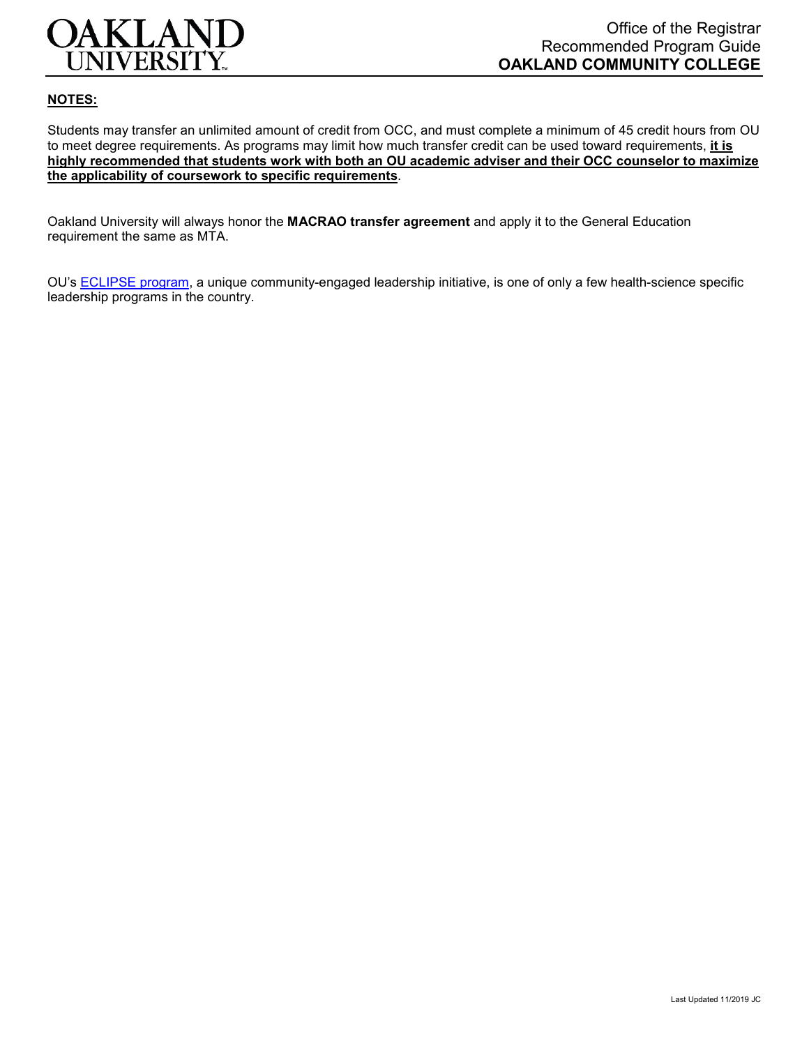**NOTES:**

Students may transfer an unlimited amount of credit from OCC, and must complete a minimum of 45 credit hours from OU to meet degree requirements. As programs may limit how much transfer credit can be used toward requirements, **it is highly recommended that students work with both an OU academic adviser and their OCC counselor to maximize the applicability of coursework to specific requirements**.

Oakland University will always honor the **MACRAO transfer agreement** and apply it to the General Education requirement the same as MTA.

OU's ECLIPSE program, a unique community-engaged leadership initiative, is one of only a few health-science specific leadership programs in the country.

Last Updated 11/2019 JC